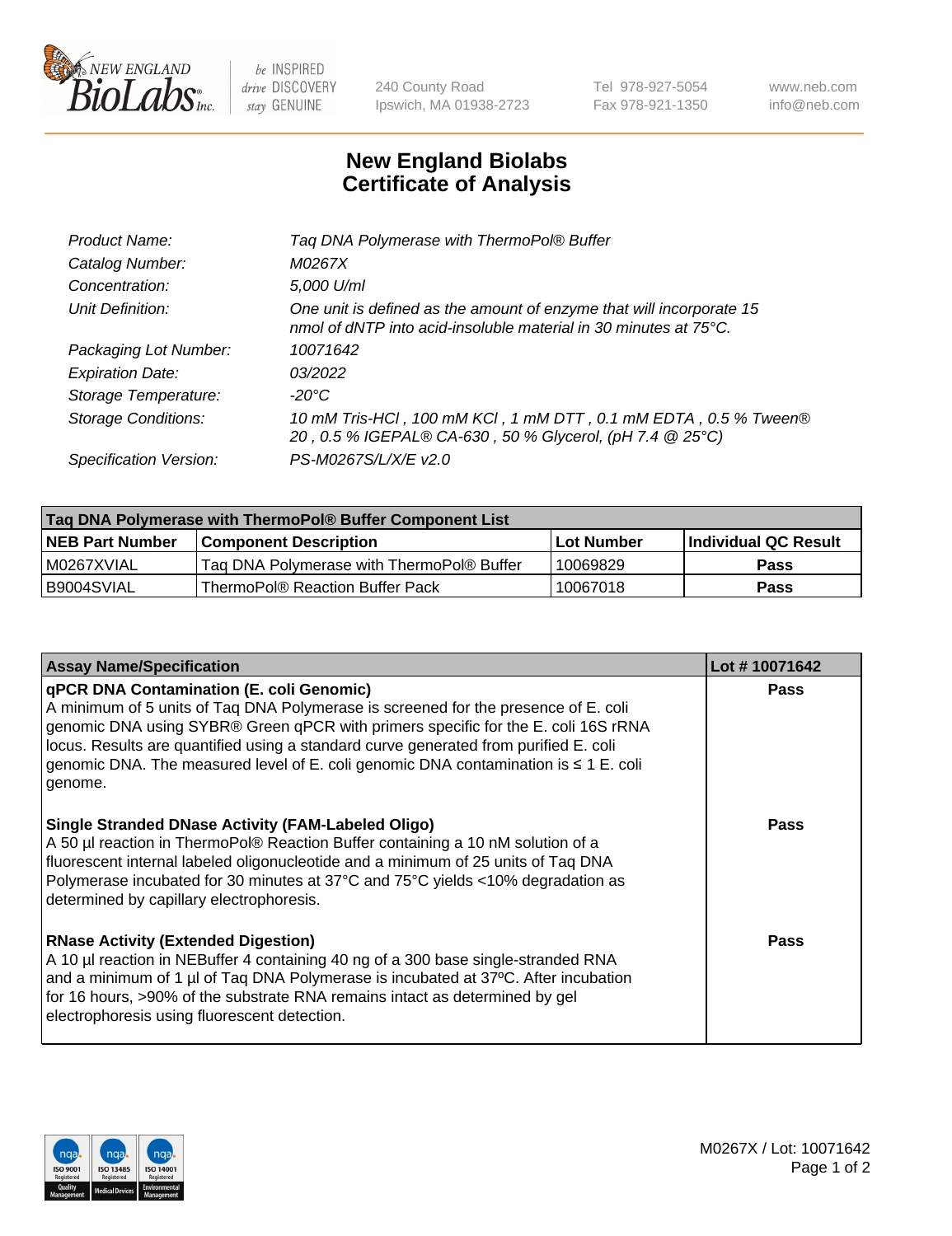# New England Biolabs
# Certificate of Analysis

| | |
|---|---|
| *Product Name:* | *Taq DNA Polymerase with ThermoPol® Buffer* |
| *Catalog Number:* | *M0267X* |
| *Concentration:* | *5,000 U/ml* |
| *Unit Definition:* | *One unit is defined as the amount of enzyme that will incorporate 15 nmol of dNTP into acid-insoluble material in 30 minutes at 75°C.* |
| *Packaging Lot Number:* | *10071642* |
| *Expiration Date:* | *03/2022* |
| *Storage Temperature:* | *-20°C* |
| *Storage Conditions:* | *10 mM Tris-HCl , 100 mM KCl , 1 mM DTT , 0.1 mM EDTA , 0.5 % Tween® 20 , 0.5 % IGEPAL® CA-630 , 50 % Glycerol, (pH 7.4 @ 25°C)* |
| *Specification Version:* | *PS-M0267S/L/X/E v2.0* |

| Taq DNA Polymerase with ThermoPol® Buffer Component List | | | |
|---|---|---|---|
| **NEB Part Number** | **Component Description** | **Lot Number** | **Individual QC Result** |
| M0267XVIAL | Taq DNA Polymerase with ThermoPol® Buffer | 10069829 | **Pass** |
| B9004SVIAL | ThermoPol® Reaction Buffer Pack | 10067018 | **Pass** |

| Assay Name/Specification | Lot # 10071642 |
|---|---|
| **qPCR DNA Contamination (E. coli Genomic)** A minimum of 5 units of Taq DNA Polymerase is screened for the presence of E. coli genomic DNA using SYBR® Green qPCR with primers specific for the E. coli 16S rRNA locus. Results are quantified using a standard curve generated from purified E. coli genomic DNA. The measured level of E. coli genomic DNA contamination is ≤ 1 E. coli genome. | **Pass** |
| **Single Stranded DNase Activity (FAM-Labeled Oligo)** A 50 µl reaction in ThermoPol® Reaction Buffer containing a 10 nM solution of a fluorescent internal labeled oligonucleotide and a minimum of 25 units of Taq DNA Polymerase incubated for 30 minutes at 37°C and 75°C yields <10% degradation as determined by capillary electrophoresis. | **Pass** |
| **RNase Activity (Extended Digestion)** A 10 µl reaction in NEBuffer 4 containing 40 ng of a 300 base single-stranded RNA and a minimum of 1 µl of Taq DNA Polymerase is incubated at 37ºC. After incubation for 16 hours, >90% of the substrate RNA remains intact as determined by gel electrophoresis using fluorescent detection. | **Pass** |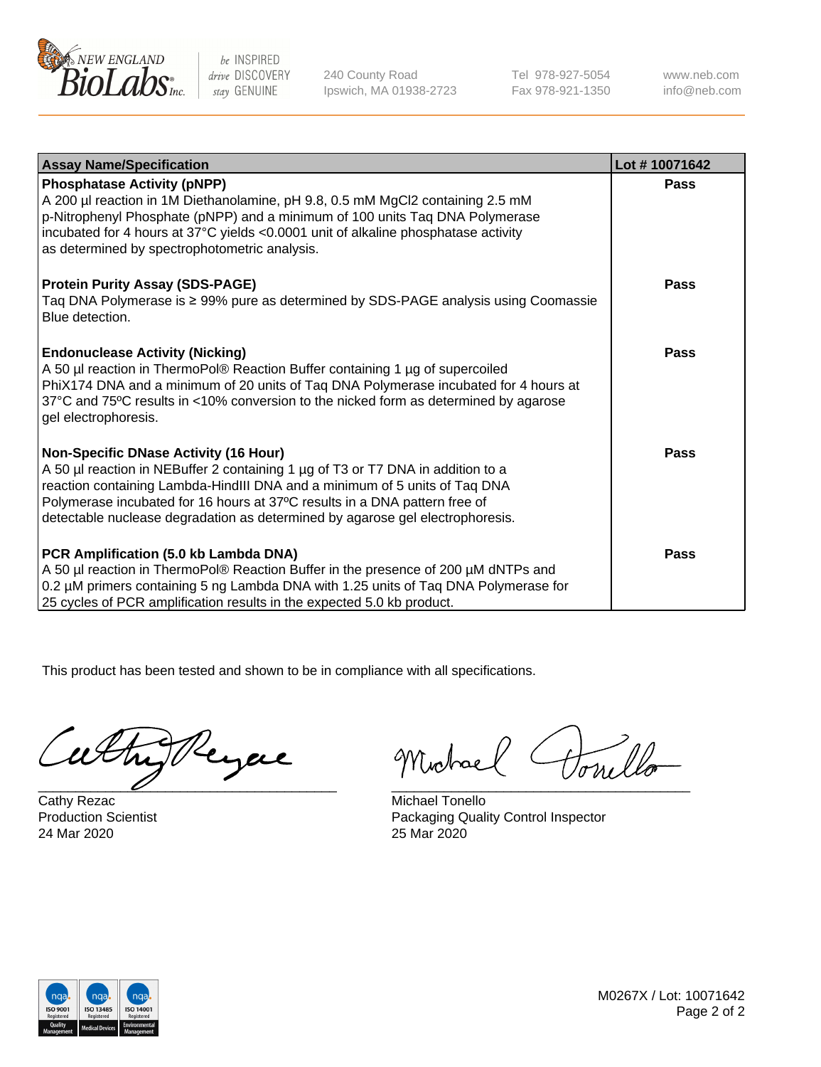| Assay Name/Specification | Lot # 10071642 |
| --- | --- |
| **Phosphatase Activity (pNPP)**<br>A 200 µl reaction in 1M Diethanolamine, pH 9.8, 0.5 mM $MgCl_2$ containing 2.5 mM p-Nitrophenyl Phosphate (pNPP) and a minimum of 100 units Taq DNA Polymerase incubated for 4 hours at 37°C yields <0.0001 unit of alkaline phosphatase activity as determined by spectrophotometric analysis. | **Pass** |
| **Protein Purity Assay (SDS-PAGE)**<br>Taq DNA Polymerase is ≥ 99% pure as determined by SDS-PAGE analysis using Coomassie Blue detection. | **Pass** |
| **Endonuclease Activity (Nicking)**<br>A 50 µl reaction in ThermoPol® Reaction Buffer containing 1 µg of supercoiled PhiX174 DNA and a minimum of 20 units of Taq DNA Polymerase incubated for 4 hours at 37°C and 75ºC results in <10% conversion to the nicked form as determined by agarose gel electrophoresis. | **Pass** |
| **Non-Specific DNase Activity (16 Hour)**<br>A 50 µl reaction in NEBuffer 2 containing 1 µg of T3 or T7 DNA in addition to a reaction containing Lambda-HindIII DNA and a minimum of 5 units of Taq DNA Polymerase incubated for 16 hours at 37ºC results in a DNA pattern free of detectable nuclease degradation as determined by agarose gel electrophoresis. | **Pass** |
| **PCR Amplification (5.0 kb Lambda DNA)**<br>A 50 µl reaction in ThermoPol® Reaction Buffer in the presence of 200 µM dNTPs and 0.2 µM primers containing 5 ng Lambda DNA with 1.25 units of Taq DNA Polymerase for 25 cycles of PCR amplification results in the expected 5.0 kb product. | **Pass** |

This product has been tested and shown to be in compliance with all specifications.

Cathy Rezac
Production Scientist
24 Mar 2020

Michael Tonello
Packaging Quality Control Inspector
25 Mar 2020

M0267X / Lot: 10071642